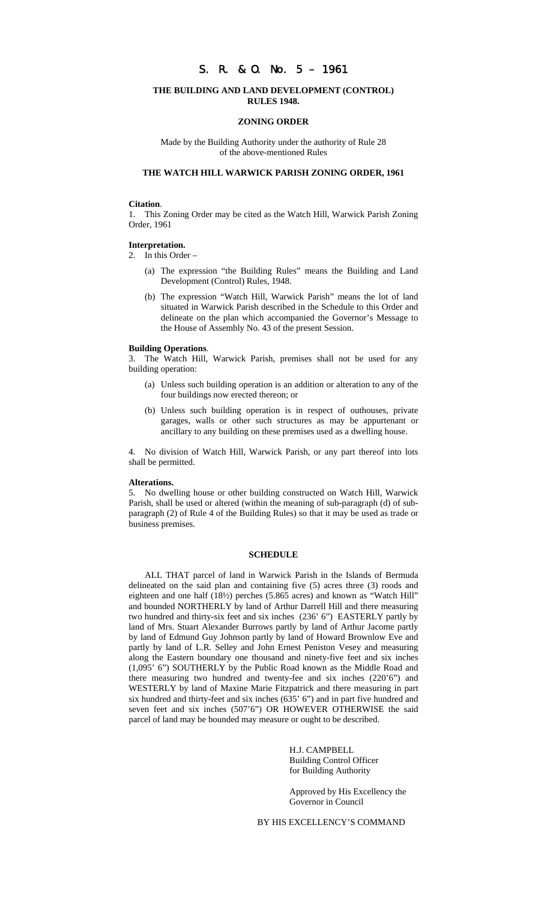# S. R. & O. No. 5 – 1961

## THE BUILDING AND LAND DEVELOPMENT (CONTROL) RULES 1948.

### ZONING ORDER

Made by the Building Authority under the authority of Rule 28 of the above-mentioned Rules

### THE WATCH HILL WARWICK PARISH ZONING ORDER, 1961

**Citation**.

1. This Zoning Order may be cited as the Watch Hill, Warwick Parish Zoning Order, 1961

**Interpretation.**

2. In this Order –

   (a) The expression "the Building Rules" means the Building and Land Development (Control) Rules, 1948.

   (b) The expression "Watch Hill, Warwick Parish" means the lot of land situated in Warwick Parish described in the Schedule to this Order and delineate on the plan which accompanied the Governor's Message to the House of Assembly No. 43 of the present Session.

**Building Operations**.

3. The Watch Hill, Warwick Parish, premises shall not be used for any building operation:

   (a) Unless such building operation is an addition or alteration to any of the four buildings now erected thereon; or

   (b) Unless such building operation is in respect of outhouses, private garages, walls or other such structures as may be appurtenant or ancillary to any building on these premises used as a dwelling house.

4. No division of Watch Hill, Warwick Parish, or any part thereof into lots shall be permitted.

**Alterations.**

5. No dwelling house or other building constructed on Watch Hill, Warwick Parish, shall be used or altered (within the meaning of sub-paragraph (d) of sub-paragraph (2) of Rule 4 of the Building Rules) so that it may be used as trade or business premises.

### SCHEDULE

ALL THAT parcel of land in Warwick Parish in the Islands of Bermuda delineated on the said plan and containing five (5) acres three (3) roods and eighteen and one half (18½) perches (5.865 acres) and known as "Watch Hill" and bounded NORTHERLY by land of Arthur Darrell Hill and there measuring two hundred and thirty-six feet and six inches (236' 6") EASTERLY partly by land of Mrs. Stuart Alexander Burrows partly by land of Arthur Jacome partly by land of Edmund Guy Johnson partly by land of Howard Brownlow Eve and partly by land of L.R. Selley and John Ernest Peniston Vesey and measuring along the Eastern boundary one thousand and ninety-five feet and six inches (1,095' 6") SOUTHERLY by the Public Road known as the Middle Road and there measuring two hundred and twenty-fee and six inches (220'6") and WESTERLY by land of Maxine Marie Fitzpatrick and there measuring in part six hundred and thirty-feet and six inches (635' 6") and in part five hundred and seven feet and six inches (507'6") OR HOWEVER OTHERWISE the said parcel of land may be bounded may measure or ought to be described.

H.J. CAMPBELL
Building Control Officer
for Building Authority

Approved by His Excellency the Governor in Council

BY HIS EXCELLENCY'S COMMAND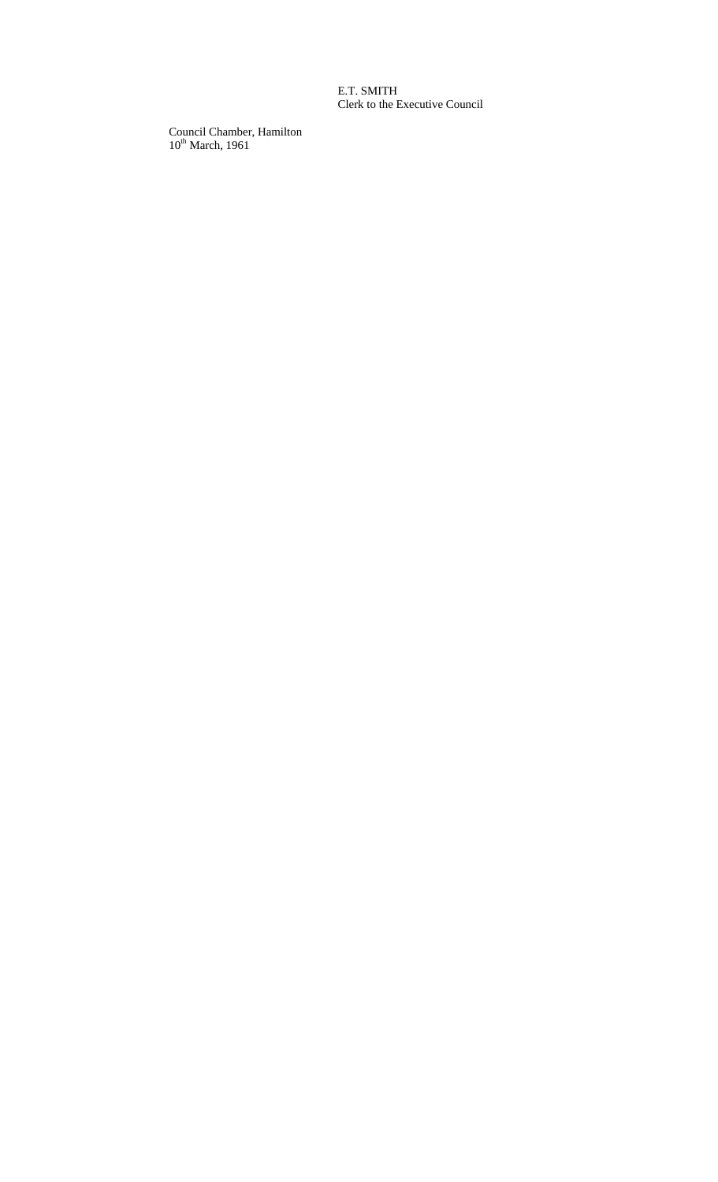E.T. SMITH
Clerk to the Executive Council

Council Chamber, Hamilton
10th March, 1961